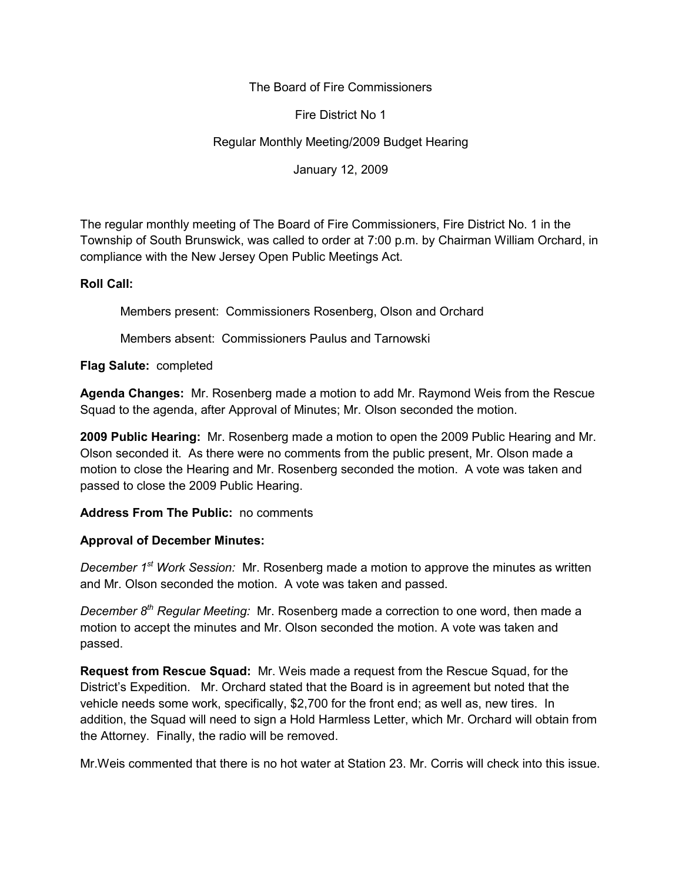The Board of Fire Commissioners

Fire District No 1

Regular Monthly Meeting/2009 Budget Hearing

January 12, 2009

The regular monthly meeting of The Board of Fire Commissioners, Fire District No. 1 in the Township of South Brunswick, was called to order at 7:00 p.m. by Chairman William Orchard, in compliance with the New Jersey Open Public Meetings Act.

**Roll Call:**

Members present: Commissioners Rosenberg, Olson and Orchard

Members absent: Commissioners Paulus and Tarnowski

**Flag Salute:** completed

**Agenda Changes:** Mr. Rosenberg made a motion to add Mr. Raymond Weis from the Rescue Squad to the agenda, after Approval of Minutes; Mr. Olson seconded the motion.

**2009 Public Hearing:** Mr. Rosenberg made a motion to open the 2009 Public Hearing and Mr. Olson seconded it. As there were no comments from the public present, Mr. Olson made a motion to close the Hearing and Mr. Rosenberg seconded the motion. A vote was taken and passed to close the 2009 Public Hearing.

**Address From The Public:** no comments

**Approval of December Minutes:**

*December 1st Work Session:* Mr. Rosenberg made a motion to approve the minutes as written and Mr. Olson seconded the motion. A vote was taken and passed.

*December 8th Regular Meeting:* Mr. Rosenberg made a correction to one word, then made a motion to accept the minutes and Mr. Olson seconded the motion. A vote was taken and passed.

**Request from Rescue Squad:** Mr. Weis made a request from the Rescue Squad, for the District's Expedition. Mr. Orchard stated that the Board is in agreement but noted that the vehicle needs some work, specifically, $2,700 for the front end; as well as, new tires. In addition, the Squad will need to sign a Hold Harmless Letter, which Mr. Orchard will obtain from the Attorney. Finally, the radio will be removed.

Mr.Weis commented that there is no hot water at Station 23. Mr. Corris will check into this issue.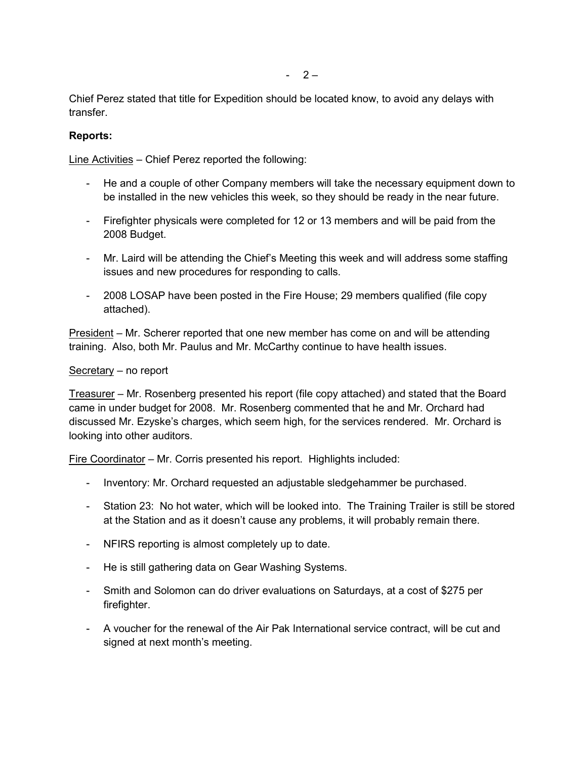Chief Perez stated that title for Expedition should be located know, to avoid any delays with transfer.

**Reports:**

Line Activities – Chief Perez reported the following:

- He and a couple of other Company members will take the necessary equipment down to be installed in the new vehicles this week, so they should be ready in the near future.
- Firefighter physicals were completed for 12 or 13 members and will be paid from the 2008 Budget.
- Mr. Laird will be attending the Chief's Meeting this week and will address some staffing issues and new procedures for responding to calls.
- 2008 LOSAP have been posted in the Fire House; 29 members qualified (file copy attached).

President – Mr. Scherer reported that one new member has come on and will be attending training. Also, both Mr. Paulus and Mr. McCarthy continue to have health issues.

Secretary – no report

Treasurer – Mr. Rosenberg presented his report (file copy attached) and stated that the Board came in under budget for 2008. Mr. Rosenberg commented that he and Mr. Orchard had discussed Mr. Ezyske's charges, which seem high, for the services rendered. Mr. Orchard is looking into other auditors.

Fire Coordinator – Mr. Corris presented his report. Highlights included:

- Inventory: Mr. Orchard requested an adjustable sledgehammer be purchased.
- Station 23: No hot water, which will be looked into. The Training Trailer is still be stored at the Station and as it doesn't cause any problems, it will probably remain there.
- NFIRS reporting is almost completely up to date.
- He is still gathering data on Gear Washing Systems.
- Smith and Solomon can do driver evaluations on Saturdays, at a cost of $275 per firefighter.
- A voucher for the renewal of the Air Pak International service contract, will be cut and signed at next month's meeting.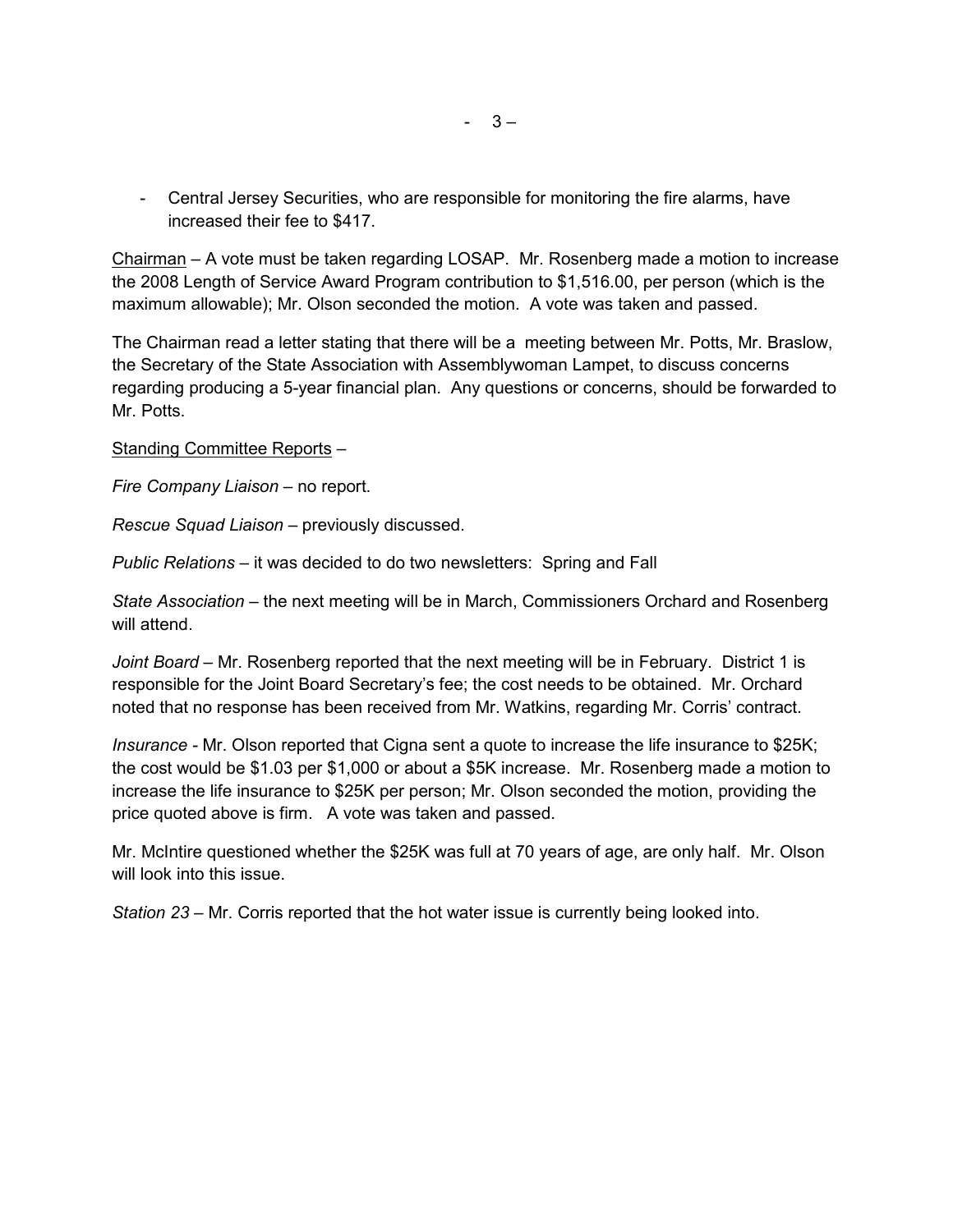- Central Jersey Securities, who are responsible for monitoring the fire alarms, have increased their fee to $417.

Chairman – A vote must be taken regarding LOSAP. Mr. Rosenberg made a motion to increase the 2008 Length of Service Award Program contribution to $1,516.00, per person (which is the maximum allowable); Mr. Olson seconded the motion. A vote was taken and passed.

The Chairman read a letter stating that there will be a meeting between Mr. Potts, Mr. Braslow, the Secretary of the State Association with Assemblywoman Lampet, to discuss concerns regarding producing a 5-year financial plan. Any questions or concerns, should be forwarded to Mr. Potts.

Standing Committee Reports –

*Fire Company Liaison* – no report.

*Rescue Squad Liaison* – previously discussed.

*Public Relations* – it was decided to do two newsletters: Spring and Fall

*State Association* – the next meeting will be in March, Commissioners Orchard and Rosenberg will attend.

*Joint Board* – Mr. Rosenberg reported that the next meeting will be in February. District 1 is responsible for the Joint Board Secretary's fee; the cost needs to be obtained. Mr. Orchard noted that no response has been received from Mr. Watkins, regarding Mr. Corris' contract.

*Insurance* - Mr. Olson reported that Cigna sent a quote to increase the life insurance to $25K; the cost would be $1.03 per $1,000 or about a $5K increase. Mr. Rosenberg made a motion to increase the life insurance to $25K per person; Mr. Olson seconded the motion, providing the price quoted above is firm. A vote was taken and passed.

Mr. McIntire questioned whether the $25K was full at 70 years of age, are only half. Mr. Olson will look into this issue.

*Station 23* – Mr. Corris reported that the hot water issue is currently being looked into.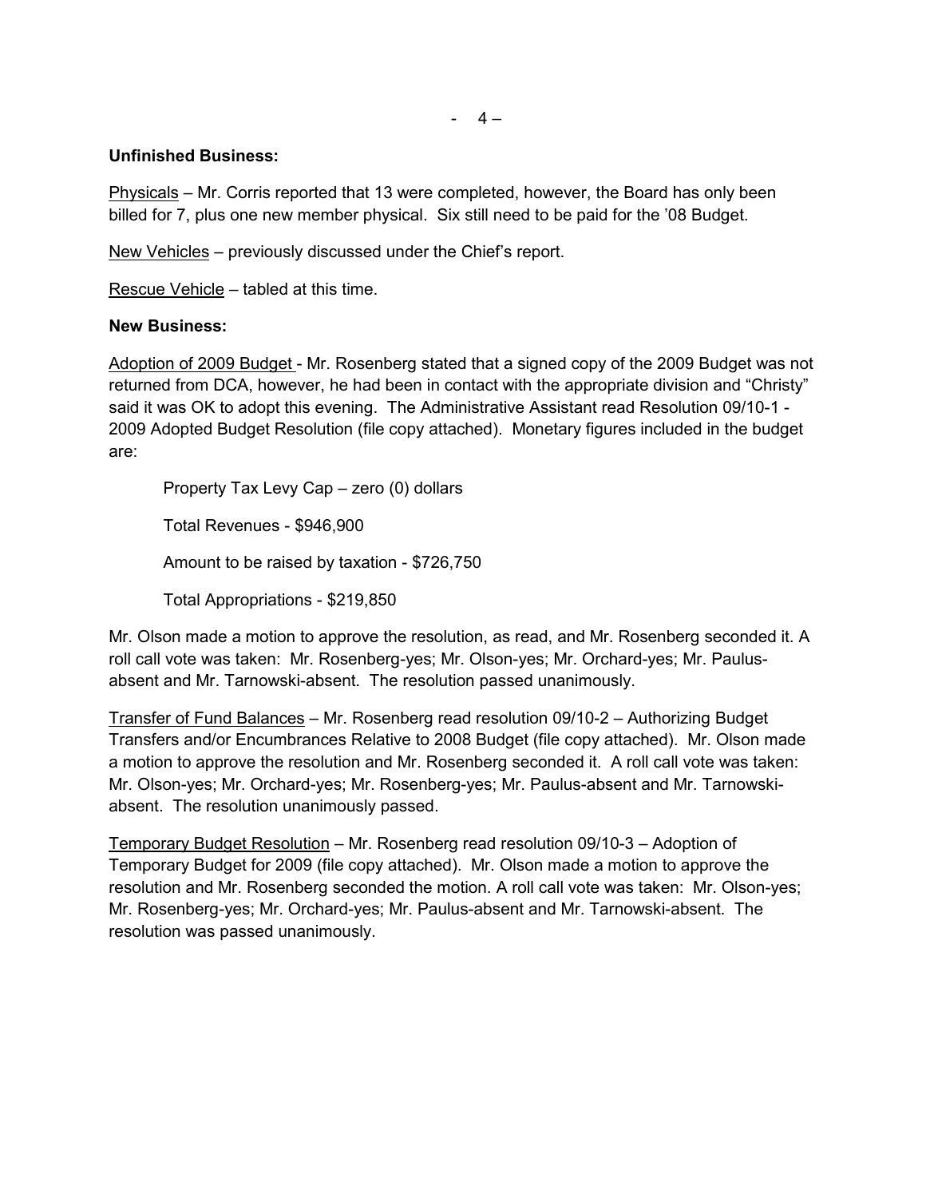**Unfinished Business:**

Physicals – Mr. Corris reported that 13 were completed, however, the Board has only been billed for 7, plus one new member physical. Six still need to be paid for the '08 Budget.

New Vehicles – previously discussed under the Chief's report.

Rescue Vehicle – tabled at this time.

**New Business:**

Adoption of 2009 Budget - Mr. Rosenberg stated that a signed copy of the 2009 Budget was not returned from DCA, however, he had been in contact with the appropriate division and "Christy" said it was OK to adopt this evening. The Administrative Assistant read Resolution 09/10-1 - 2009 Adopted Budget Resolution (file copy attached). Monetary figures included in the budget are:

Property Tax Levy Cap – zero (0) dollars

Total Revenues - $946,900

Amount to be raised by taxation - $726,750

Total Appropriations - $219,850

Mr. Olson made a motion to approve the resolution, as read, and Mr. Rosenberg seconded it. A roll call vote was taken: Mr. Rosenberg-yes; Mr. Olson-yes; Mr. Orchard-yes; Mr. Paulus-absent and Mr. Tarnowski-absent. The resolution passed unanimously.

Transfer of Fund Balances – Mr. Rosenberg read resolution 09/10-2 – Authorizing Budget Transfers and/or Encumbrances Relative to 2008 Budget (file copy attached). Mr. Olson made a motion to approve the resolution and Mr. Rosenberg seconded it. A roll call vote was taken: Mr. Olson-yes; Mr. Orchard-yes; Mr. Rosenberg-yes; Mr. Paulus-absent and Mr. Tarnowski-absent. The resolution unanimously passed.

Temporary Budget Resolution – Mr. Rosenberg read resolution 09/10-3 – Adoption of Temporary Budget for 2009 (file copy attached). Mr. Olson made a motion to approve the resolution and Mr. Rosenberg seconded the motion. A roll call vote was taken: Mr. Olson-yes; Mr. Rosenberg-yes; Mr. Orchard-yes; Mr. Paulus-absent and Mr. Tarnowski-absent. The resolution was passed unanimously.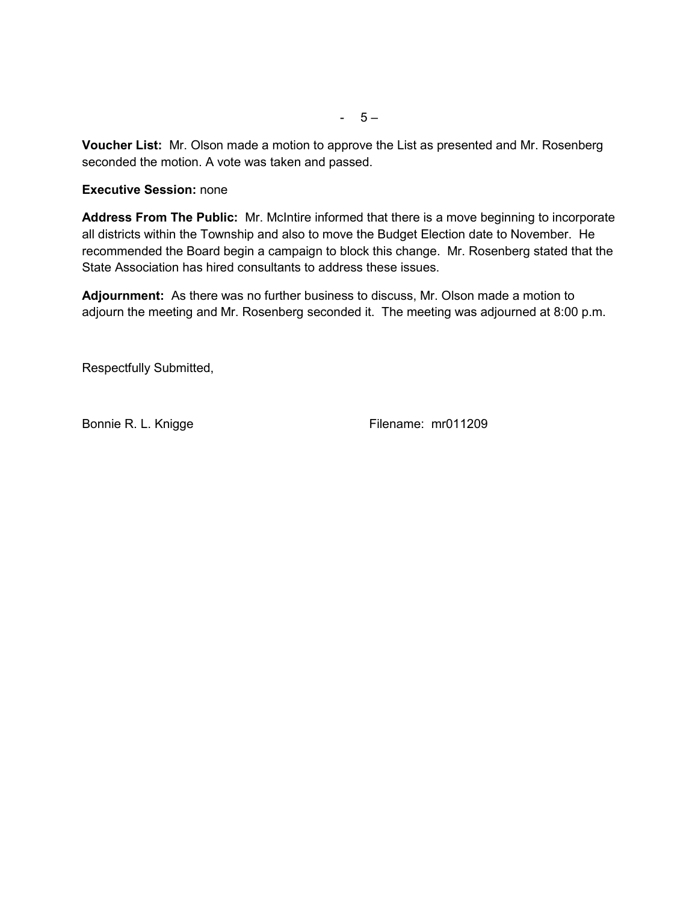**Voucher List:** Mr. Olson made a motion to approve the List as presented and Mr. Rosenberg seconded the motion. A vote was taken and passed.

**Executive Session:** none

**Address From The Public:** Mr. McIntire informed that there is a move beginning to incorporate all districts within the Township and also to move the Budget Election date to November. He recommended the Board begin a campaign to block this change. Mr. Rosenberg stated that the State Association has hired consultants to address these issues.

**Adjournment:** As there was no further business to discuss, Mr. Olson made a motion to adjourn the meeting and Mr. Rosenberg seconded it. The meeting was adjourned at 8:00 p.m.

Respectfully Submitted,

Bonnie R. L. Knigge

Filename: mr011209